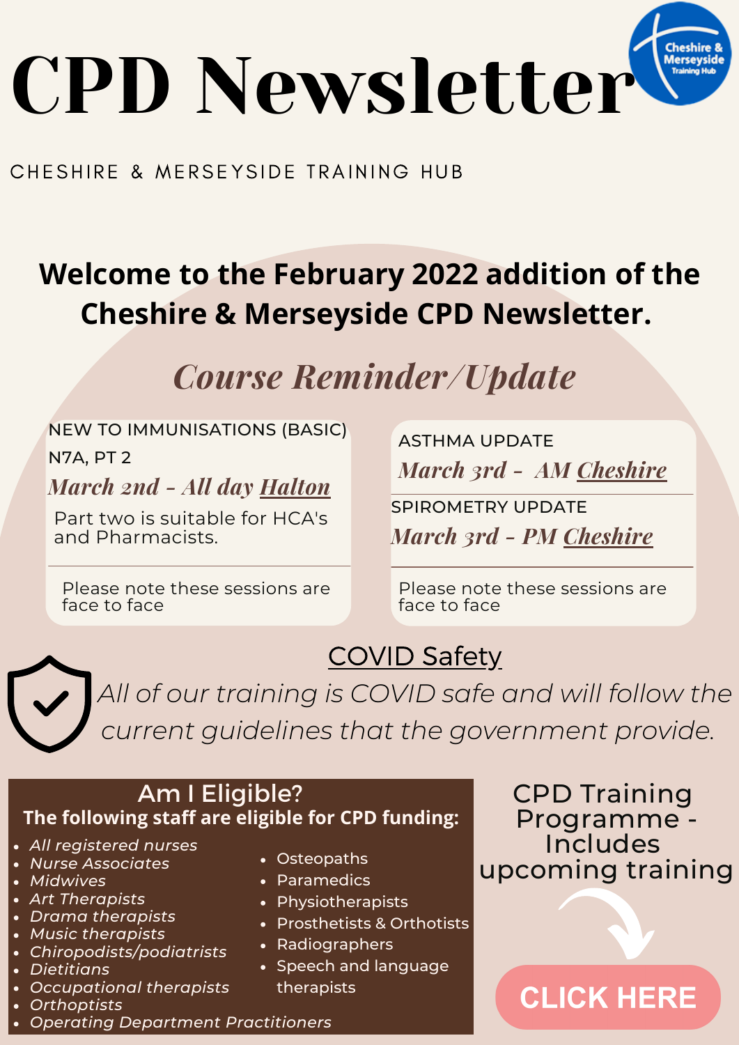# CPD Newsletter

CHESHIRE & MERSEYSIDE TRAINING HUB

**Welcome to the February 2022 addition of the Cheshire & Merseyside CPD Newsletter.**

## *Course Reminder/Update*

NEW TO IMMUNISATIONS (BASIC) N7A, PT 2

*March 2nd - All day Halton*

Part two is suitable for HCA's and Pharmacists.

Please note these sessions are face to face

ASTHMA UPDATE

*March 3rd - AM Cheshire*

SPIROMETRY UPDATE

*March 3rd - PM Cheshire*

Please note these sessions are face to face

## COVID Safety

*All of our training is COVID safe and will follow the current guidelines that the government provide.*

## Am I Eligible?

**The following staff are eligible for CPD funding:**

- *All registered nurses*
- *Nurse Associates*
- *Midwives*
- *Art Therapists*
- *Drama therapists*
- *Music therapists*
- *Chiropodists/podiatrists*
- *Dietitians*
- *Occupational therapists*
- *Orthoptists*
- *Operating Department Practitioners*
- Osteopaths
- Paramedics
- Physiotherapists
- Prosthetists & Orthotists
- Radiographers
- Speech and language therapists

CPD Training Programme - Includes upcoming training

CLICK HERE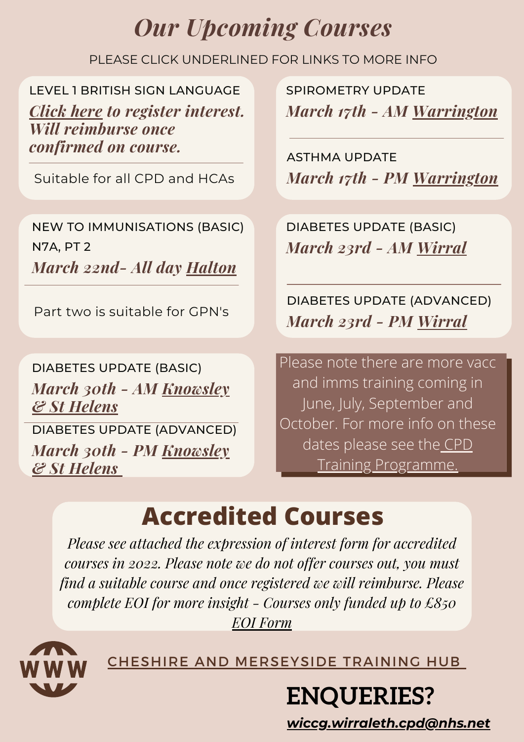# Our Upcoming Courses

PLEASE CLICK UNDERLINED FOR LINKS TO MORE INFO

### LEVEL 1 BRITISH SIGN LANGUAGE

***Click here** to register interest. Will reimburse once confirmed on course.*

Suitable for all CPD and HCAs

### SPIROMETRY UPDATE

***March 17th - AM Warrington***

### ASTHMA UPDATE

***March 17th - PM Warrington***

### NEW TO IMMUNISATIONS (BASIC) N7A, PT 2

***March 22nd- All day Halton***

Part two is suitable for GPN's

### DIABETES UPDATE (BASIC)

***March 23rd - AM Wirral***

### DIABETES UPDATE (ADVANCED)

***March 23rd - PM Wirral***

### DIABETES UPDATE (BASIC)

***March 30th - AM Knowsley & St Helens***

### DIABETES UPDATE (ADVANCED)

***March 30th - PM Knowsley & St Helens***

Please note there are more vacc and imms training coming in June, July, September and October. For more info on these dates please see the CPD Training Programme.

## Accredited Courses

*Please see attached the expression of interest form for accredited courses in 2022. Please note we do not offer courses out, you must find a suitable course and once registered we will reimburse. Please complete EOI for more insight - Courses only funded up to £850*

*EOI Form*

WWW

CHESHIRE AND MERSEYSIDE TRAINING HUB

## ENQUERIES?

***wiccg.wirraleth.cpd@nhs.net***